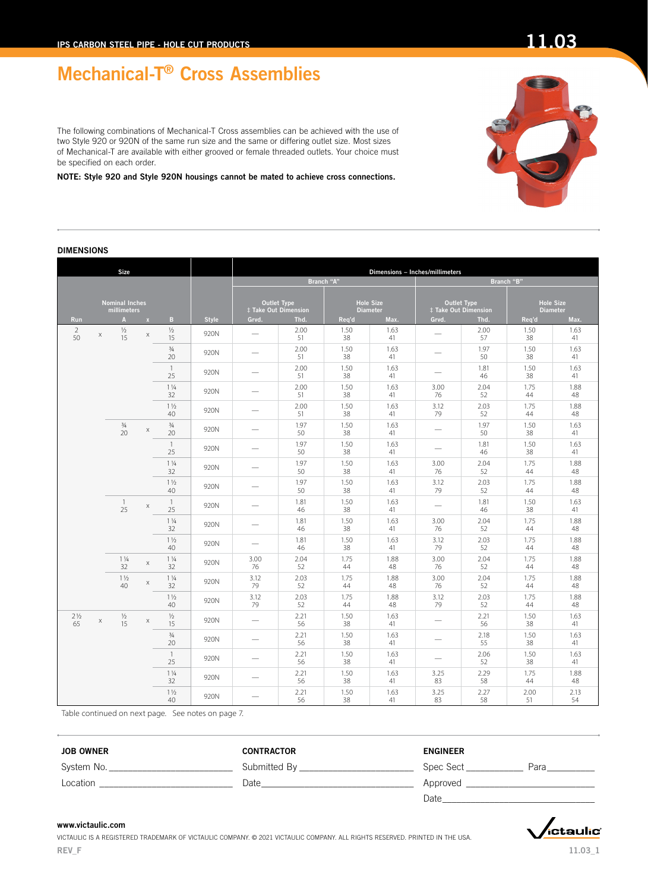# Mechanical-T® Cross Assemblies

The following combinations of Mechanical-T Cross assemblies can be achieved with the use of two Style 920 or 920N of the same run size and the same or differing outlet size. Most sizes of Mechanical-T are available with either grooved or female threaded outlets. Your choice must be specified on each order.

**NOTE: Style 920 and Style 920N housings cannot be mated to achieve cross connections.**

## DIMENSIONS

| Size | | | | | | Dimensions – Inches/millimeters | | | | | | | |
|---|---|---|---|---|---|---|---|---|---|---|---|---|---|
| | | | | | | Branch "A" | | | | Branch "B" | | | |
| Nominal Inches millimeters | | | | | | Outlet Type ‡ Take Out Dimension | | Hole Size Diameter | | Outlet Type ‡ Take Out Dimension | | Hole Size Diameter | |
| Run | | A | x | B | Style | Grvd. | Thd. | Req'd | Max. | Grvd. | Thd. | Req'd | Max. |
| 2 50 | x | ½ 15 | x | ½ 15 | 920N | — | 2.00 51 | 1.50 38 | 1.63 41 | — | 2.00 57 | 1.50 38 | 1.63 41 |
| | | | | ¾ 20 | 920N | — | 2.00 51 | 1.50 38 | 1.63 41 | — | 1.97 50 | 1.50 38 | 1.63 41 |
| | | | | 1 25 | 920N | — | 2.00 51 | 1.50 38 | 1.63 41 | — | 1.81 46 | 1.50 38 | 1.63 41 |
| | | | | 1 ¼ 32 | 920N | — | 2.00 51 | 1.50 38 | 1.63 41 | 3.00 76 | 2.04 52 | 1.75 44 | 1.88 48 |
| | | | | 1 ½ 40 | 920N | — | 2.00 51 | 1.50 38 | 1.63 41 | 3.12 79 | 2.03 52 | 1.75 44 | 1.88 48 |
| | | ¾ 20 | x | ¾ 20 | 920N | — | 1.97 50 | 1.50 38 | 1.63 41 | — | 1.97 50 | 1.50 38 | 1.63 41 |
| | | | | 1 25 | 920N | — | 1.97 50 | 1.50 38 | 1.63 41 | — | 1.81 46 | 1.50 38 | 1.63 41 |
| | | | | 1 ¼ 32 | 920N | — | 1.97 50 | 1.50 38 | 1.63 41 | 3.00 76 | 2.04 52 | 1.75 44 | 1.88 48 |
| | | | | 1 ½ 40 | 920N | — | 1.97 50 | 1.50 38 | 1.63 41 | 3.12 79 | 2.03 52 | 1.75 44 | 1.88 48 |
| | | 1 25 | x | 1 25 | 920N | — | 1.81 46 | 1.50 38 | 1.63 41 | — | 1.81 46 | 1.50 38 | 1.63 41 |
| | | | | 1 ¼ 32 | 920N | — | 1.81 46 | 1.50 38 | 1.63 41 | 3.00 76 | 2.04 52 | 1.75 44 | 1.88 48 |
| | | | | 1 ½ 40 | 920N | — | 1.81 46 | 1.50 38 | 1.63 41 | 3.12 79 | 2.03 52 | 1.75 44 | 1.88 48 |
| | | 1 ¼ 32 | x | 1 ¼ 32 | 920N | 3.00 76 | 2.04 52 | 1.75 44 | 1.88 48 | 3.00 76 | 2.04 52 | 1.75 44 | 1.88 48 |
| | | 1 ½ 40 | x | 1 ¼ 32 | 920N | 3.12 79 | 2.03 52 | 1.75 44 | 1.88 48 | 3.00 76 | 2.04 52 | 1.75 44 | 1.88 48 |
| | | | | 1 ½ 40 | 920N | 3.12 79 | 2.03 52 | 1.75 44 | 1.88 48 | 3.12 79 | 2.03 52 | 1.75 44 | 1.88 48 |
| 2 ½ 65 | x | ½ 15 | x | ½ 15 | 920N | — | 2.21 56 | 1.50 38 | 1.63 41 | — | 2.21 56 | 1.50 38 | 1.63 41 |
| | | | | ¾ 20 | 920N | — | 2.21 56 | 1.50 38 | 1.63 41 | — | 2.18 55 | 1.50 38 | 1.63 41 |
| | | | | 1 25 | 920N | — | 2.21 56 | 1.50 38 | 1.63 41 | — | 2.06 52 | 1.50 38 | 1.63 41 |
| | | | | 1 ¼ 32 | 920N | — | 2.21 56 | 1.50 38 | 1.63 41 | 3.25 83 | 2.29 58 | 1.75 44 | 1.88 48 |
| | | | | 1 ½ 40 | 920N | — | 2.21 56 | 1.50 38 | 1.63 41 | 3.25 83 | 2.27 58 | 2.00 51 | 2.13 54 |

Table continued on next page. See notes on page 7.

| JOB OWNER | CONTRACTOR | ENGINEER |
|---|---|---|
| System No. ________________ | Submitted By ________________ | Spec Sect __________ Para __________ |
| Location ________________ | Date ________________ | Approved ________________ |
| | | Date ________________ |

www.victaulic.com

VICTAULIC IS A REGISTERED TRADEMARK OF VICTAULIC COMPANY. © 2021 VICTAULIC COMPANY. ALL RIGHTS RESERVED. PRINTED IN THE USA.

REV_F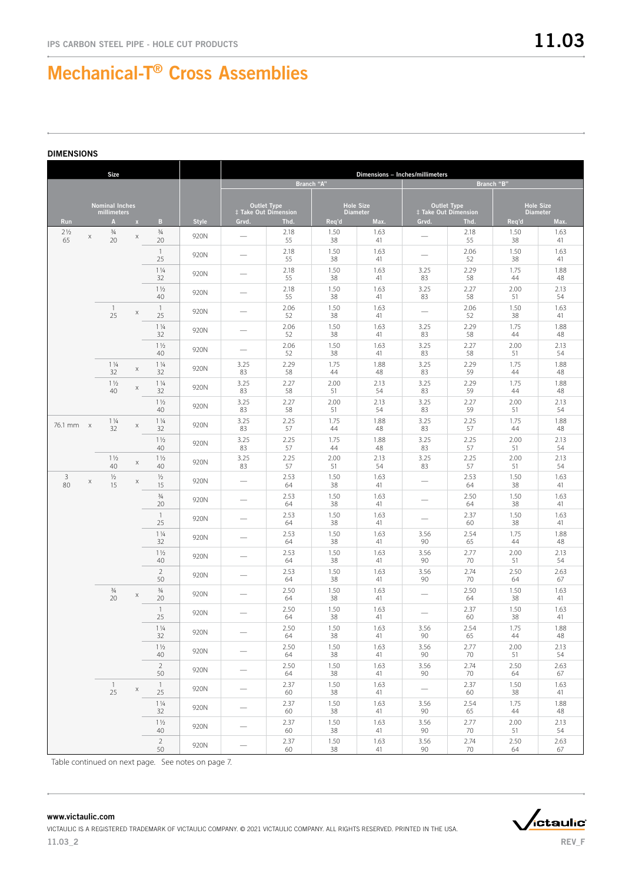# Mechanical-T® Cross Assemblies

## DIMENSIONS

| Size | | | | | | Dimensions – Inches/millimeters | | | | | | | |
|---|---|---|---|---|---|---|---|---|---|---|---|---|---|
| | | | | | | Branch "A" | | | | Branch "B" | | | |
| | Nominal Inches millimeters | | | | | Outlet Type ‡ Take Out Dimension | | Hole Size Diameter | | Outlet Type ‡ Take Out Dimension | | Hole Size Diameter | |
| Run | | A | x | B | Style | Grvd. | Thd. | Req'd | Max. | Grvd. | Thd. | Req'd | Max. |
| 2 ½ 65 | x | ¾ 20 | x | ¾ 20 | 920N | — | 2.18 55 | 1.50 38 | 1.63 41 | — | 2.18 55 | 1.50 38 | 1.63 41 |
| | | | | 1 25 | 920N | — | 2.18 55 | 1.50 38 | 1.63 41 | — | 2.06 52 | 1.50 38 | 1.63 41 |
| | | | | 1 ¼ 32 | 920N | — | 2.18 55 | 1.50 38 | 1.63 41 | 3.25 83 | 2.29 58 | 1.75 44 | 1.88 48 |
| | | | | 1 ½ 40 | 920N | — | 2.18 55 | 1.50 38 | 1.63 41 | 3.25 83 | 2.27 58 | 2.00 51 | 2.13 54 |
| | | 1 25 | x | 1 25 | 920N | — | 2.06 52 | 1.50 38 | 1.63 41 | — | 2.06 52 | 1.50 38 | 1.63 41 |
| | | | | 1 ¼ 32 | 920N | — | 2.06 52 | 1.50 38 | 1.63 41 | 3.25 83 | 2.29 58 | 1.75 44 | 1.88 48 |
| | | | | 1 ½ 40 | 920N | — | 2.06 52 | 1.50 38 | 1.63 41 | 3.25 83 | 2.27 58 | 2.00 51 | 2.13 54 |
| | | 1 ¼ 32 | x | 1 ¼ 32 | 920N | 3.25 83 | 2.29 58 | 1.75 44 | 1.88 48 | 3.25 83 | 2.29 59 | 1.75 44 | 1.88 48 |
| | | 1 ½ 40 | x | 1 ¼ 32 | 920N | 3.25 83 | 2.27 58 | 2.00 51 | 2.13 54 | 3.25 83 | 2.29 59 | 1.75 44 | 1.88 48 |
| | | | | 1 ½ 40 | 920N | 3.25 83 | 2.27 58 | 2.00 51 | 2.13 54 | 3.25 83 | 2.27 59 | 2.00 51 | 2.13 54 |
| 76.1 mm | x | 1 ¼ 32 | x | 1 ¼ 32 | 920N | 3.25 83 | 2.25 57 | 1.75 44 | 1.88 48 | 3.25 83 | 2.25 57 | 1.75 44 | 1.88 48 |
| | | | | 1 ½ 40 | 920N | 3.25 83 | 2.25 57 | 1.75 44 | 1.88 48 | 3.25 83 | 2.25 57 | 2.00 51 | 2.13 54 |
| | | 1 ½ 40 | x | 1 ½ 40 | 920N | 3.25 83 | 2.25 57 | 2.00 51 | 2.13 54 | 3.25 83 | 2.25 57 | 2.00 51 | 2.13 54 |
| 3 80 | x | ½ 15 | x | ½ 15 | 920N | — | 2.53 64 | 1.50 38 | 1.63 41 | — | 2.53 64 | 1.50 38 | 1.63 41 |
| | | | | ¾ 20 | 920N | — | 2.53 64 | 1.50 38 | 1.63 41 | — | 2.50 64 | 1.50 38 | 1.63 41 |
| | | | | 1 25 | 920N | — | 2.53 64 | 1.50 38 | 1.63 41 | — | 2.37 60 | 1.50 38 | 1.63 41 |
| | | | | 1 ¼ 32 | 920N | — | 2.53 64 | 1.50 38 | 1.63 41 | 3.56 90 | 2.54 65 | 1.75 44 | 1.88 48 |
| | | | | 1 ½ 40 | 920N | — | 2.53 64 | 1.50 38 | 1.63 41 | 3.56 90 | 2.77 70 | 2.00 51 | 2.13 54 |
| | | | | 2 50 | 920N | — | 2.53 64 | 1.50 38 | 1.63 41 | 3.56 90 | 2.74 70 | 2.50 64 | 2.63 67 |
| | | ¾ 20 | x | ¾ 20 | 920N | — | 2.50 64 | 1.50 38 | 1.63 41 | — | 2.50 64 | 1.50 38 | 1.63 41 |
| | | | | 1 25 | 920N | — | 2.50 64 | 1.50 38 | 1.63 41 | — | 2.37 60 | 1.50 38 | 1.63 41 |
| | | | | 1 ¼ 32 | 920N | — | 2.50 64 | 1.50 38 | 1.63 41 | 3.56 90 | 2.54 65 | 1.75 44 | 1.88 48 |
| | | | | 1 ½ 40 | 920N | — | 2.50 64 | 1.50 38 | 1.63 41 | 3.56 90 | 2.77 70 | 2.00 51 | 2.13 54 |
| | | | | 2 50 | 920N | — | 2.50 64 | 1.50 38 | 1.63 41 | 3.56 90 | 2.74 70 | 2.50 64 | 2.63 67 |
| | | 1 25 | x | 1 25 | 920N | — | 2.37 60 | 1.50 38 | 1.63 41 | — | 2.37 60 | 1.50 38 | 1.63 41 |
| | | | | 1 ¼ 32 | 920N | — | 2.37 60 | 1.50 38 | 1.63 41 | 3.56 90 | 2.54 65 | 1.75 44 | 1.88 48 |
| | | | | 1 ½ 40 | 920N | — | 2.37 60 | 1.50 38 | 1.63 41 | 3.56 90 | 2.77 70 | 2.00 51 | 2.13 54 |
| | | | | 2 50 | 920N | — | 2.37 60 | 1.50 38 | 1.63 41 | 3.56 90 | 2.74 70 | 2.50 64 | 2.63 67 |

Table continued on next page. See notes on page 7.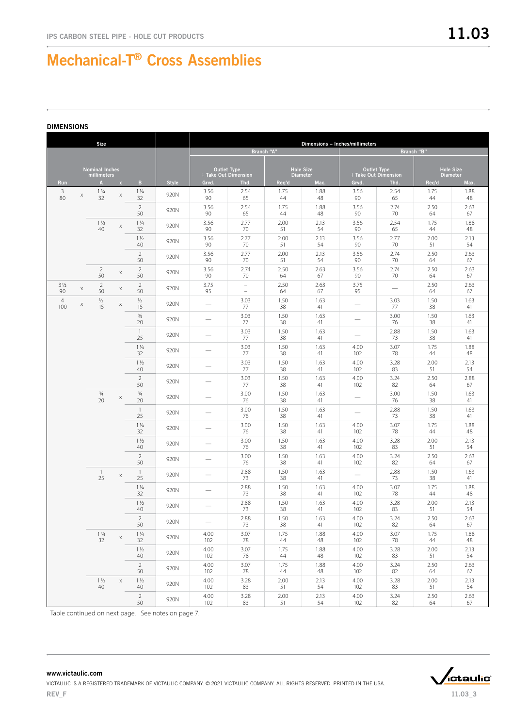# Mechanical-T® Cross Assemblies

## DIMENSIONS

| Size | | | | | | Dimensions – Inches/millimeters | | | | | | | |
|---|---|---|---|---|---|---|---|---|---|---|---|---|---|
| | | | | | | Branch "A" | | | | Branch "B" | | | |
| Nominal Inches millimeters | | | | | | Outlet Type ‡ Take Out Dimension | | Hole Size Diameter | | Outlet Type ‡ Take Out Dimension | | Hole Size Diameter | |
| Run | | A | x | B | Style | Grvd. | Thd. | Req'd | Max. | Grvd. | Thd. | Req'd | Max. |
| 3 80 | x | 1 ¼ 32 | x | 1 ¼ 32 | 920N | 3.56 90 | 2.54 65 | 1.75 44 | 1.88 48 | 3.56 90 | 2.54 65 | 1.75 44 | 1.88 48 |
| | | | | 2 50 | 920N | 3.56 90 | 2.54 65 | 1.75 44 | 1.88 48 | 3.56 90 | 2.74 70 | 2.50 64 | 2.63 67 |
| | | 1 ½ 40 | x | 1 ¼ 32 | 920N | 3.56 90 | 2.77 70 | 2.00 51 | 2.13 54 | 3.56 90 | 2.54 65 | 1.75 44 | 1.88 48 |
| | | | | 1 ½ 40 | 920N | 3.56 90 | 2.77 70 | 2.00 51 | 2.13 54 | 3.56 90 | 2.77 70 | 2.00 51 | 2.13 54 |
| | | | | 2 50 | 920N | 3.56 90 | 2.77 70 | 2.00 51 | 2.13 54 | 3.56 90 | 2.74 70 | 2.50 64 | 2.63 67 |
| | | 2 50 | x | 2 50 | 920N | 3.56 90 | 2.74 70 | 2.50 64 | 2.63 67 | 3.56 90 | 2.74 70 | 2.50 64 | 2.63 67 |
| 3 ½ 90 | x | 2 50 | x | 2 50 | 920N | 3.75 95 | – – | 2.50 64 | 2.63 67 | 3.75 95 | — | 2.50 64 | 2.63 67 |
| 4 100 | x | ½ 15 | x | ½ 15 | 920N | — | 3.03 77 | 1.50 38 | 1.63 41 | — | 3.03 77 | 1.50 38 | 1.63 41 |
| | | | | ¾ 20 | 920N | — | 3.03 77 | 1.50 38 | 1.63 41 | — | 3.00 76 | 1.50 38 | 1.63 41 |
| | | | | 1 25 | 920N | — | 3.03 77 | 1.50 38 | 1.63 41 | — | 2.88 73 | 1.50 38 | 1.63 41 |
| | | | | 1 ¼ 32 | 920N | — | 3.03 77 | 1.50 38 | 1.63 41 | 4.00 102 | 3.07 78 | 1.75 44 | 1.88 48 |
| | | | | 1 ½ 40 | 920N | — | 3.03 77 | 1.50 38 | 1.63 41 | 4.00 102 | 3.28 83 | 2.00 51 | 2.13 54 |
| | | | | 2 50 | 920N | — | 3.03 77 | 1.50 38 | 1.63 41 | 4.00 102 | 3.24 82 | 2.50 64 | 2.88 67 |
| | | ¾ 20 | x | ¾ 20 | 920N | — | 3.00 76 | 1.50 38 | 1.63 41 | — | 3.00 76 | 1.50 38 | 1.63 41 |
| | | | | 1 25 | 920N | — | 3.00 76 | 1.50 38 | 1.63 41 | — | 2.88 73 | 1.50 38 | 1.63 41 |
| | | | | 1 ¼ 32 | 920N | — | 3.00 76 | 1.50 38 | 1.63 41 | 4.00 102 | 3.07 78 | 1.75 44 | 1.88 48 |
| | | | | 1 ½ 40 | 920N | — | 3.00 76 | 1.50 38 | 1.63 41 | 4.00 102 | 3.28 83 | 2.00 51 | 2.13 54 |
| | | | | 2 50 | 920N | — | 3.00 76 | 1.50 38 | 1.63 41 | 4.00 102 | 3.24 82 | 2.50 64 | 2.63 67 |
| | | 1 25 | x | 1 25 | 920N | — | 2.88 73 | 1.50 38 | 1.63 41 | — | 2.88 73 | 1.50 38 | 1.63 41 |
| | | | | 1 ¼ 32 | 920N | — | 2.88 73 | 1.50 38 | 1.63 41 | 4.00 102 | 3.07 78 | 1.75 44 | 1.88 48 |
| | | | | 1 ½ 40 | 920N | — | 2.88 73 | 1.50 38 | 1.63 41 | 4.00 102 | 3.28 83 | 2.00 51 | 2.13 54 |
| | | | | 2 50 | 920N | — | 2.88 73 | 1.50 38 | 1.63 41 | 4.00 102 | 3.24 82 | 2.50 64 | 2.63 67 |
| | | 1 ¼ 32 | x | 1 ¼ 32 | 920N | 4.00 102 | 3.07 78 | 1.75 44 | 1.88 48 | 4.00 102 | 3.07 78 | 1.75 44 | 1.88 48 |
| | | | | 1 ½ 40 | 920N | 4.00 102 | 3.07 78 | 1.75 44 | 1.88 48 | 4.00 102 | 3.28 83 | 2.00 51 | 2.13 54 |
| | | | | 2 50 | 920N | 4.00 102 | 3.07 78 | 1.75 44 | 1.88 48 | 4.00 102 | 3.24 82 | 2.50 64 | 2.63 67 |
| | | 1 ½ 40 | x | 1 ½ 40 | 920N | 4.00 102 | 3.28 83 | 2.00 51 | 2.13 54 | 4.00 102 | 3.28 83 | 2.00 51 | 2.13 54 |
| | | | | 2 50 | 920N | 4.00 102 | 3.28 83 | 2.00 51 | 2.13 54 | 4.00 102 | 3.24 82 | 2.50 64 | 2.63 67 |

Table continued on next page. See notes on page 7.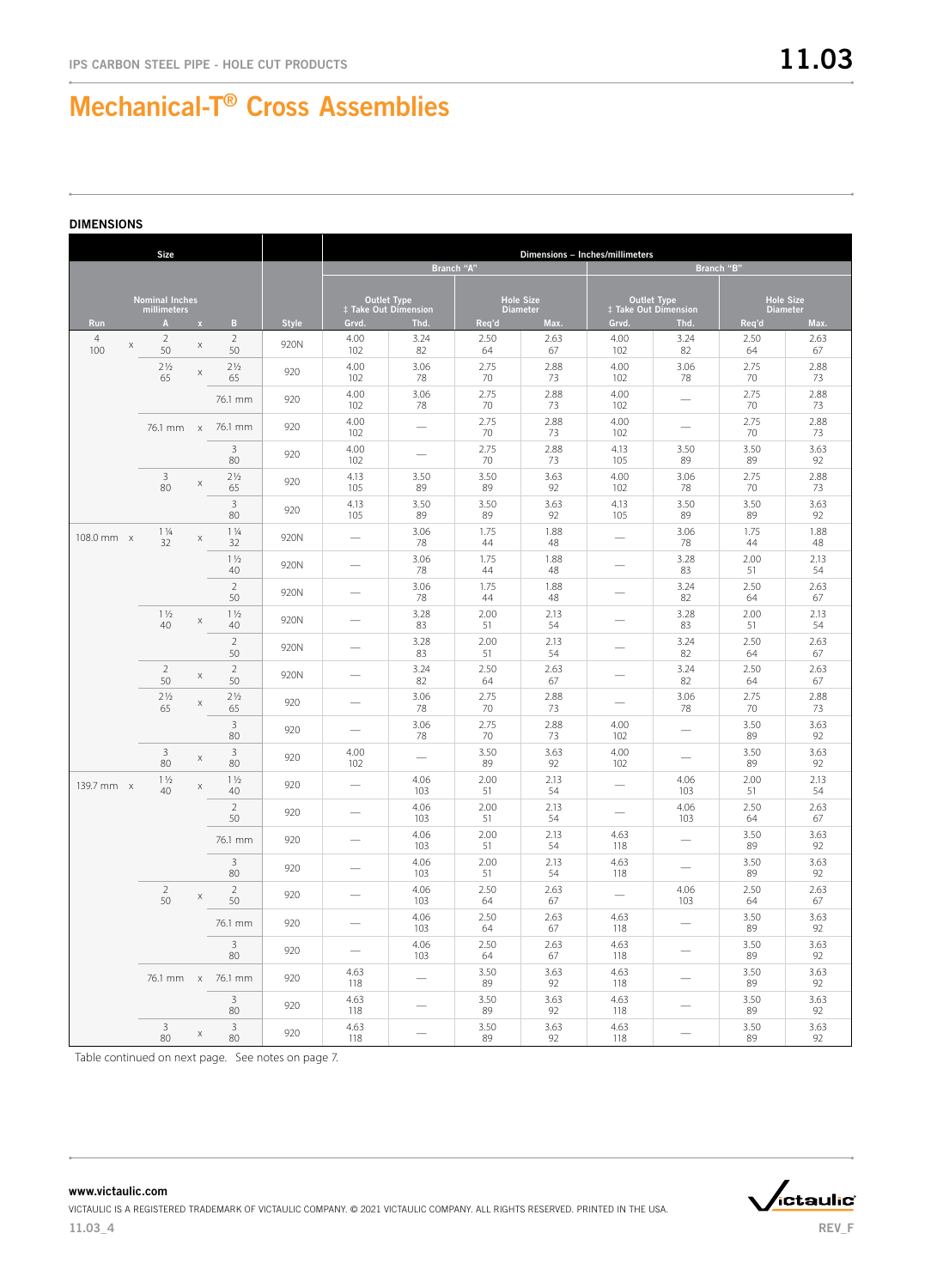# Mechanical-T® Cross Assemblies

## DIMENSIONS

| Size | | | | | | Dimensions – Inches/millimeters | | | | | | | |
|---|---|---|---|---|---|---|---|---|---|---|---|---|---|
| | | | | | | Branch "A" | | | | Branch "B" | | | |
| | Nominal Inches millimeters | | | | | Outlet Type ‡ Take Out Dimension | | Hole Size Diameter | | Outlet Type ‡ Take Out Dimension | | Hole Size Diameter | |
| Run | | A | x | B | Style | Grvd. | Thd. | Req'd | Max. | Grvd. | Thd. | Req'd | Max. |
| 4 100 | x | 2 50 | x | 2 50 | 920N | 4.00 102 | 3.24 82 | 2.50 64 | 2.63 67 | 4.00 102 | 3.24 82 | 2.50 64 | 2.63 67 |
| | | 2½ 65 | x | 2½ 65 | 920 | 4.00 102 | 3.06 78 | 2.75 70 | 2.88 73 | 4.00 102 | 3.06 78 | 2.75 70 | 2.88 73 |
| | | | | 76.1 mm | 920 | 4.00 102 | 3.06 78 | 2.75 70 | 2.88 73 | 4.00 102 | — | 2.75 70 | 2.88 73 |
| | | 76.1 mm | x | 76.1 mm | 920 | 4.00 102 | — | 2.75 70 | 2.88 73 | 4.00 102 | — | 2.75 70 | 2.88 73 |
| | | | | 3 80 | 920 | 4.00 102 | — | 2.75 70 | 2.88 73 | 4.13 105 | 3.50 89 | 3.50 89 | 3.63 92 |
| | | 3 80 | x | 2½ 65 | 920 | 4.13 105 | 3.50 89 | 3.50 89 | 3.63 92 | 4.00 102 | 3.06 78 | 2.75 70 | 2.88 73 |
| | | | | 3 80 | 920 | 4.13 105 | 3.50 89 | 3.50 89 | 3.63 92 | 4.13 105 | 3.50 89 | 3.50 89 | 3.63 92 |
| 108.0 mm | x | 1¼ 32 | x | 1¼ 32 | 920N | — | 3.06 78 | 1.75 44 | 1.88 48 | — | 3.06 78 | 1.75 44 | 1.88 48 |
| | | | | 1½ 40 | 920N | — | 3.06 78 | 1.75 44 | 1.88 48 | — | 3.28 83 | 2.00 51 | 2.13 54 |
| | | | | 2 50 | 920N | — | 3.06 78 | 1.75 44 | 1.88 48 | — | 3.24 82 | 2.50 64 | 2.63 67 |
| | | 1½ 40 | x | 1½ 40 | 920N | — | 3.28 83 | 2.00 51 | 2.13 54 | — | 3.28 83 | 2.00 51 | 2.13 54 |
| | | | | 2 50 | 920N | — | 3.28 83 | 2.00 51 | 2.13 54 | — | 3.24 82 | 2.50 64 | 2.63 67 |
| | | 2 50 | x | 2 50 | 920N | — | 3.24 82 | 2.50 64 | 2.63 67 | — | 3.24 82 | 2.50 64 | 2.63 67 |
| | | 2½ 65 | x | 2½ 65 | 920 | — | 3.06 78 | 2.75 70 | 2.88 73 | — | 3.06 78 | 2.75 70 | 2.88 73 |
| | | | | 3 80 | 920 | — | 3.06 78 | 2.75 70 | 2.88 73 | 4.00 102 | — | 3.50 89 | 3.63 92 |
| | | 3 80 | x | 3 80 | 920 | 4.00 102 | — | 3.50 89 | 3.63 92 | 4.00 102 | — | 3.50 89 | 3.63 92 |
| 139.7 mm | x | 1½ 40 | x | 1½ 40 | 920 | — | 4.06 103 | 2.00 51 | 2.13 54 | — | 4.06 103 | 2.00 51 | 2.13 54 |
| | | | | 2 50 | 920 | — | 4.06 103 | 2.00 51 | 2.13 54 | — | 4.06 103 | 2.50 64 | 2.63 67 |
| | | | | 76.1 mm | 920 | — | 4.06 103 | 2.00 51 | 2.13 54 | 4.63 118 | — | 3.50 89 | 3.63 92 |
| | | | | 3 80 | 920 | — | 4.06 103 | 2.00 51 | 2.13 54 | 4.63 118 | — | 3.50 89 | 3.63 92 |
| | | 2 50 | x | 2 50 | 920 | — | 4.06 103 | 2.50 64 | 2.63 67 | — | 4.06 103 | 2.50 64 | 2.63 67 |
| | | | | 76.1 mm | 920 | — | 4.06 103 | 2.50 64 | 2.63 67 | 4.63 118 | — | 3.50 89 | 3.63 92 |
| | | | | 3 80 | 920 | — | 4.06 103 | 2.50 64 | 2.63 67 | 4.63 118 | — | 3.50 89 | 3.63 92 |
| | | 76.1 mm | x | 76.1 mm | 920 | 4.63 118 | — | 3.50 89 | 3.63 92 | 4.63 118 | — | 3.50 89 | 3.63 92 |
| | | | | 3 80 | 920 | 4.63 118 | — | 3.50 89 | 3.63 92 | 4.63 118 | — | 3.50 89 | 3.63 92 |
| | | 3 80 | x | 3 80 | 920 | 4.63 118 | — | 3.50 89 | 3.63 92 | 4.63 118 | — | 3.50 89 | 3.63 92 |

Table continued on next page. See notes on page 7.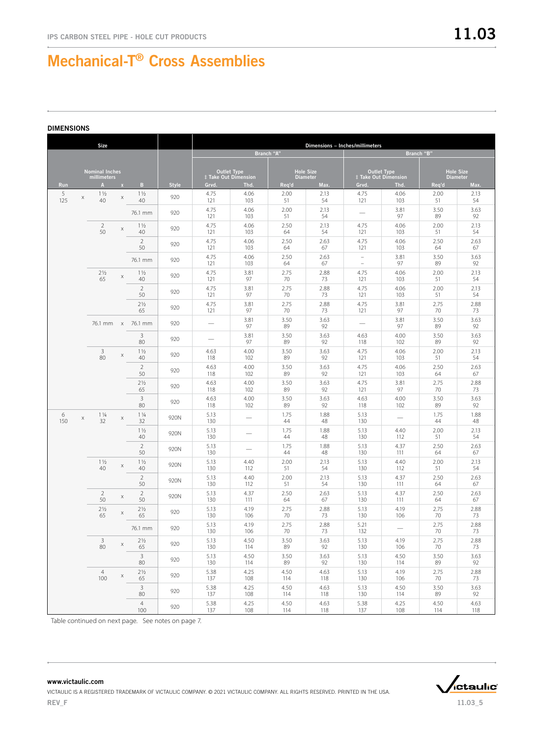# Mechanical-T® Cross Assemblies

## DIMENSIONS

| Size | | | | | Dimensions – Inches/millimeters | | | | | | | |
|---|---|---|---|---|---|---|---|---|---|---|---|---|
| | | | | | Branch "A" | | | | Branch "B" | | | |
| Nominal Inches millimeters | | | | | Outlet Type ‡ Take Out Dimension | | Hole Size Diameter | | Outlet Type ‡ Take Out Dimension | | Hole Size Diameter | |
| Run | A | x | B | Style | Grvd. | Thd. | Req'd | Max. | Grvd. | Thd. | Req'd | Max. |
| 5 125 | 1½ 40 | x | 1½ 40 | 920 | 4.75 121 | 4.06 103 | 2.00 51 | 2.13 54 | 4.75 121 | 4.06 103 | 2.00 51 | 2.13 54 |
| | | | 76.1 mm | 920 | 4.75 121 | 4.06 103 | 2.00 51 | 2.13 54 | — | 3.81 97 | 3.50 89 | 3.63 92 |
| | 2 50 | x | 1½ 40 | 920 | 4.75 121 | 4.06 103 | 2.50 64 | 2.13 54 | 4.75 121 | 4.06 103 | 2.00 51 | 2.13 54 |
| | | | 2 50 | 920 | 4.75 121 | 4.06 103 | 2.50 64 | 2.63 67 | 4.75 121 | 4.06 103 | 2.50 64 | 2.63 67 |
| | | | 76.1 mm | 920 | 4.75 121 | 4.06 103 | 2.50 64 | 2.63 67 | – – | 3.81 97 | 3.50 89 | 3.63 92 |
| | 2½ 65 | x | 1½ 40 | 920 | 4.75 121 | 3.81 97 | 2.75 70 | 2.88 73 | 4.75 121 | 4.06 103 | 2.00 51 | 2.13 54 |
| | | | 2 50 | 920 | 4.75 121 | 3.81 97 | 2.75 70 | 2.88 73 | 4.75 121 | 4.06 103 | 2.00 51 | 2.13 54 |
| | | | 2½ 65 | 920 | 4.75 121 | 3.81 97 | 2.75 70 | 2.88 73 | 4.75 121 | 3.81 97 | 2.75 70 | 2.88 73 |
| | 76.1 mm | x | 76.1 mm | 920 | — | 3.81 97 | 3.50 89 | 3.63 92 | — | 3.81 97 | 3.50 89 | 3.63 92 |
| | | | 3 80 | 920 | — | 3.81 97 | 3.50 89 | 3.63 92 | 4.63 118 | 4.00 102 | 3.50 89 | 3.63 92 |
| | 3 80 | x | 1½ 40 | 920 | 4.63 118 | 4.00 102 | 3.50 89 | 3.63 92 | 4.75 121 | 4.06 103 | 2.00 51 | 2.13 54 |
| | | | 2 50 | 920 | 4.63 118 | 4.00 102 | 3.50 89 | 3.63 92 | 4.75 121 | 4.06 103 | 2.50 64 | 2.63 67 |
| | | | 2½ 65 | 920 | 4.63 118 | 4.00 102 | 3.50 89 | 3.63 92 | 4.75 121 | 3.81 97 | 2.75 70 | 2.88 73 |
| | | | 3 80 | 920 | 4.63 118 | 4.00 102 | 3.50 89 | 3.63 92 | 4.63 118 | 4.00 102 | 3.50 89 | 3.63 92 |
| 6 150 | 1¼ 32 | x | 1¼ 32 | 920N | 5.13 130 | — | 1.75 44 | 1.88 48 | 5.13 130 | — | 1.75 44 | 1.88 48 |
| | | | 1½ 40 | 920N | 5.13 130 | — | 1.75 44 | 1.88 48 | 5.13 130 | 4.40 112 | 2.00 51 | 2.13 54 |
| | | | 2 50 | 920N | 5.13 130 | — | 1.75 44 | 1.88 48 | 5.13 130 | 4.37 111 | 2.50 64 | 2.63 67 |
| | 1½ 40 | x | 1½ 40 | 920N | 5.13 130 | 4.40 112 | 2.00 51 | 2.13 54 | 5.13 130 | 4.40 112 | 2.00 51 | 2.13 54 |
| | | | 2 50 | 920N | 5.13 130 | 4.40 112 | 2.00 51 | 2.13 54 | 5.13 130 | 4.37 111 | 2.50 64 | 2.63 67 |
| | 2 50 | x | 2 50 | 920N | 5.13 130 | 4.37 111 | 2.50 64 | 2.63 67 | 5.13 130 | 4.37 111 | 2.50 64 | 2.63 67 |
| | 2½ 65 | x | 2½ 65 | 920 | 5.13 130 | 4.19 106 | 2.75 70 | 2.88 73 | 5.13 130 | 4.19 106 | 2.75 70 | 2.88 73 |
| | | | 76.1 mm | 920 | 5.13 130 | 4.19 106 | 2.75 70 | 2.88 73 | 5.21 132 | — | 2.75 70 | 2.88 73 |
| | 3 80 | x | 2½ 65 | 920 | 5.13 130 | 4.50 114 | 3.50 89 | 3.63 92 | 5.13 130 | 4.19 106 | 2.75 70 | 2.88 73 |
| | | | 3 80 | 920 | 5.13 130 | 4.50 114 | 3.50 89 | 3.63 92 | 5.13 130 | 4.50 114 | 3.50 89 | 3.63 92 |
| | 4 100 | x | 2½ 65 | 920 | 5.38 137 | 4.25 108 | 4.50 114 | 4.63 118 | 5.13 130 | 4.19 106 | 2.75 70 | 2.88 73 |
| | | | 3 80 | 920 | 5.38 137 | 4.25 108 | 4.50 114 | 4.63 118 | 5.13 130 | 4.50 114 | 3.50 89 | 3.63 92 |
| | | | 4 100 | 920 | 5.38 137 | 4.25 108 | 4.50 114 | 4.63 118 | 5.38 137 | 4.25 108 | 4.50 114 | 4.63 118 |

Table continued on next page. See notes on page 7.

www.victaulic.com

VICTAULIC IS A REGISTERED TRADEMARK OF VICTAULIC COMPANY. © 2021 VICTAULIC COMPANY. ALL RIGHTS RESERVED. PRINTED IN THE USA.

REV_F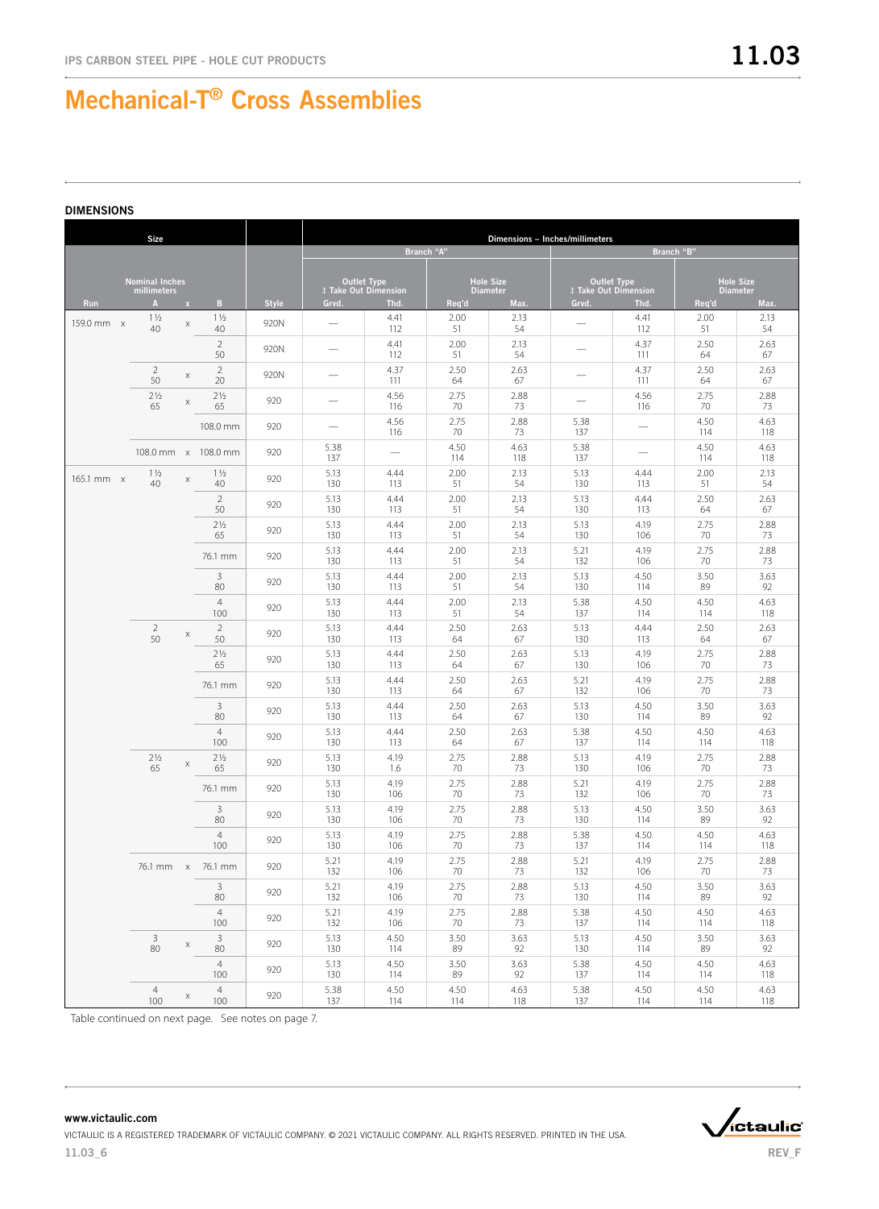# Mechanical-T® Cross Assemblies

## DIMENSIONS

| Size | | | | | Dimensions – Inches/millimeters | | | | | | | |
|---|---|---|---|---|---|---|---|---|---|---|---|---|
| | | | | | Branch "A" | | | | Branch "B" | | | |
| Run | Nominal Inches millimeters A | x | B | Style | Outlet Type ‡ Take Out Dimension Grvd. | Outlet Type ‡ Take Out Dimension Thd. | Hole Size Diameter Req'd | Hole Size Diameter Max. | Outlet Type ‡ Take Out Dimension Grvd. | Outlet Type ‡ Take Out Dimension Thd. | Hole Size Diameter Req'd | Hole Size Diameter Max. |
| 159.0 mm x | 1½ 40 | x | 1½ 40 | 920N | — | 4.41 112 | 2.00 51 | 2.13 54 | — | 4.41 112 | 2.00 51 | 2.13 54 |
| | | | 2 50 | 920N | — | 4.41 112 | 2.00 51 | 2.13 54 | — | 4.37 111 | 2.50 64 | 2.63 67 |
| | 2 50 | x | 2 20 | 920N | — | 4.37 111 | 2.50 64 | 2.63 67 | — | 4.37 111 | 2.50 64 | 2.63 67 |
| | 2½ 65 | x | 2½ 65 | 920 | — | 4.56 116 | 2.75 70 | 2.88 73 | — | 4.56 116 | 2.75 70 | 2.88 73 |
| | | | 108.0 mm | 920 | — | 4.56 116 | 2.75 70 | 2.88 73 | 5.38 137 | — | 4.50 114 | 4.63 118 |
| | 108.0 mm | x | 108.0 mm | 920 | 5.38 137 | — | 4.50 114 | 4.63 118 | 5.38 137 | — | 4.50 114 | 4.63 118 |
| 165.1 mm x | 1½ 40 | x | 1½ 40 | 920 | 5.13 130 | 4.44 113 | 2.00 51 | 2.13 54 | 5.13 130 | 4.44 113 | 2.00 51 | 2.13 54 |
| | | | 2 50 | 920 | 5.13 130 | 4.44 113 | 2.00 51 | 2.13 54 | 5.13 130 | 4.44 113 | 2.50 64 | 2.63 67 |
| | | | 2½ 65 | 920 | 5.13 130 | 4.44 113 | 2.00 51 | 2.13 54 | 5.13 130 | 4.19 106 | 2.75 70 | 2.88 73 |
| | | | 76.1 mm | 920 | 5.13 130 | 4.44 113 | 2.00 51 | 2.13 54 | 5.21 132 | 4.19 106 | 2.75 70 | 2.88 73 |
| | | | 3 80 | 920 | 5.13 130 | 4.44 113 | 2.00 51 | 2.13 54 | 5.13 130 | 4.50 114 | 3.50 89 | 3.63 92 |
| | | | 4 100 | 920 | 5.13 130 | 4.44 113 | 2.00 51 | 2.13 54 | 5.38 137 | 4.50 114 | 4.50 114 | 4.63 118 |
| | 2 50 | x | 2 50 | 920 | 5.13 130 | 4.44 113 | 2.50 64 | 2.63 67 | 5.13 130 | 4.44 113 | 2.50 64 | 2.63 67 |
| | | | 2½ 65 | 920 | 5.13 130 | 4.44 113 | 2.50 64 | 2.63 67 | 5.13 130 | 4.19 106 | 2.75 70 | 2.88 73 |
| | | | 76.1 mm | 920 | 5.13 130 | 4.44 113 | 2.50 64 | 2.63 67 | 5.21 132 | 4.19 106 | 2.75 70 | 2.88 73 |
| | | | 3 80 | 920 | 5.13 130 | 4.44 113 | 2.50 64 | 2.63 67 | 5.13 130 | 4.50 114 | 3.50 89 | 3.63 92 |
| | | | 4 100 | 920 | 5.13 130 | 4.44 113 | 2.50 64 | 2.63 67 | 5.38 137 | 4.50 114 | 4.50 114 | 4.63 118 |
| | 2½ 65 | x | 2½ 65 | 920 | 5.13 130 | 4.19 1.6 | 2.75 70 | 2.88 73 | 5.13 130 | 4.19 106 | 2.75 70 | 2.88 73 |
| | | | 76.1 mm | 920 | 5.13 130 | 4.19 106 | 2.75 70 | 2.88 73 | 5.21 132 | 4.19 106 | 2.75 70 | 2.88 73 |
| | | | 3 80 | 920 | 5.13 130 | 4.19 106 | 2.75 70 | 2.88 73 | 5.13 130 | 4.50 114 | 3.50 89 | 3.63 92 |
| | | | 4 100 | 920 | 5.13 130 | 4.19 106 | 2.75 70 | 2.88 73 | 5.38 137 | 4.50 114 | 4.50 114 | 4.63 118 |
| | 76.1 mm | x | 76.1 mm | 920 | 5.21 132 | 4.19 106 | 2.75 70 | 2.88 73 | 5.21 132 | 4.19 106 | 2.75 70 | 2.88 73 |
| | | | 3 80 | 920 | 5.21 132 | 4.19 106 | 2.75 70 | 2.88 73 | 5.13 130 | 4.50 114 | 3.50 89 | 3.63 92 |
| | | | 4 100 | 920 | 5.21 132 | 4.19 106 | 2.75 70 | 2.88 73 | 5.38 137 | 4.50 114 | 4.50 114 | 4.63 118 |
| | 3 80 | x | 3 80 | 920 | 5.13 130 | 4.50 114 | 3.50 89 | 3.63 92 | 5.13 130 | 4.50 114 | 3.50 89 | 3.63 92 |
| | | | 4 100 | 920 | 5.13 130 | 4.50 114 | 3.50 89 | 3.63 92 | 5.38 137 | 4.50 114 | 4.50 114 | 4.63 118 |
| | 4 100 | x | 4 100 | 920 | 5.38 137 | 4.50 114 | 4.50 114 | 4.63 118 | 5.38 137 | 4.50 114 | 4.50 114 | 4.63 118 |

Table continued on next page. See notes on page 7.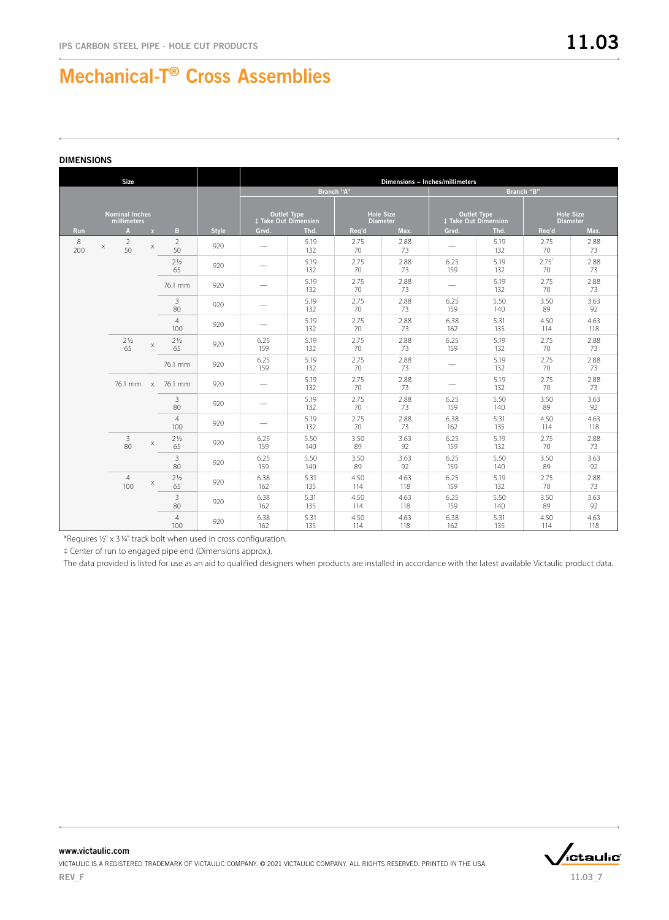# Mechanical-T® Cross Assemblies

## DIMENSIONS

| Size | | | | | Dimensions – Inches/millimeters | | | | | | | |
|---|---|---|---|---|---|---|---|---|---|---|---|---|
| | | | | | Branch "A" | | | | Branch "B" | | | |
| Nominal Inches millimeters | | | | | Outlet Type ‡ Take Out Dimension | | Hole Size Diameter | | Outlet Type ‡ Take Out Dimension | | Hole Size Diameter | |
| Run | | A | x | B | Style | Grvd. | Thd. | Req'd | Max. | Grvd. | Thd. | Req'd | Max. |
| 8 200 | x | 2 50 | x | 2 50 | 920 | — | 5.19 132 | 2.75 70 | 2.88 73 | — | 5.19 132 | 2.75 70 | 2.88 73 |
| | | | | 2½ 65 | 920 | — | 5.19 132 | 2.75 70 | 2.88 73 | 6.25 159 | 5.19 132 | 2.75` 70 | 2.88 73 |
| | | | | 76.1 mm | 920 | — | 5.19 132 | 2.75 70 | 2.88 73 | — | 5.19 132 | 2.75 70 | 2.88 73 |
| | | | | 3 80 | 920 | — | 5.19 132 | 2.75 70 | 2.88 73 | 6.25 159 | 5.50 140 | 3.50 89 | 3.63 92 |
| | | | | 4 100 | 920 | — | 5.19 132 | 2.75 70 | 2.88 73 | 6.38 162 | 5.31 135 | 4.50 114 | 4.63 118 |
| | | 2½ 65 | x | 2½ 65 | 920 | 6.25 159 | 5.19 132 | 2.75 70 | 2.88 73 | 6.25 159 | 5.19 132 | 2.75 70 | 2.88 73 |
| | | | | 76.1 mm | 920 | 6.25 159 | 5.19 132 | 2.75 70 | 2.88 73 | — | 5.19 132 | 2.75 70 | 2.88 73 |
| | | 76.1 mm | x | 76.1 mm | 920 | — | 5.19 132 | 2.75 70 | 2.88 73 | — | 5.19 132 | 2.75 70 | 2.88 73 |
| | | | | 3 80 | 920 | — | 5.19 132 | 2.75 70 | 2.88 73 | 6.25 159 | 5.50 140 | 3.50 89 | 3.63 92 |
| | | | | 4 100 | 920 | — | 5.19 132 | 2.75 70 | 2.88 73 | 6.38 162 | 5.31 135 | 4.50 114 | 4.63 118 |
| | | 3 80 | x | 2½ 65 | 920 | 6.25 159 | 5.50 140 | 3.50 89 | 3.63 92 | 6.25 159 | 5.19 132 | 2.75 70 | 2.88 73 |
| | | | | 3 80 | 920 | 6.25 159 | 5.50 140 | 3.50 89 | 3.63 92 | 6.25 159 | 5.50 140 | 3.50 89 | 3.63 92 |
| | | 4 100 | x | 2½ 65 | 920 | 6.38 162 | 5.31 135 | 4.50 114 | 4.63 118 | 6.25 159 | 5.19 132 | 2.75 70 | 2.88 73 |
| | | | | 3 80 | 920 | 6.38 162 | 5.31 135 | 4.50 114 | 4.63 118 | 6.25 159 | 5.50 140 | 3.50 89 | 3.63 92 |
| | | | | 4 100 | 920 | 6.38 162 | 5.31 135 | 4.50 114 | 4.63 118 | 6.38 162 | 5.31 135 | 4.50 114 | 4.63 118 |

*Requires ½" x 3¼" track bolt when used in cross configuration.

‡ Center of run to engaged pipe end (Dimensions approx.).

The data provided is listed for use as an aid to qualified designers when products are installed in accordance with the latest available Victaulic product data.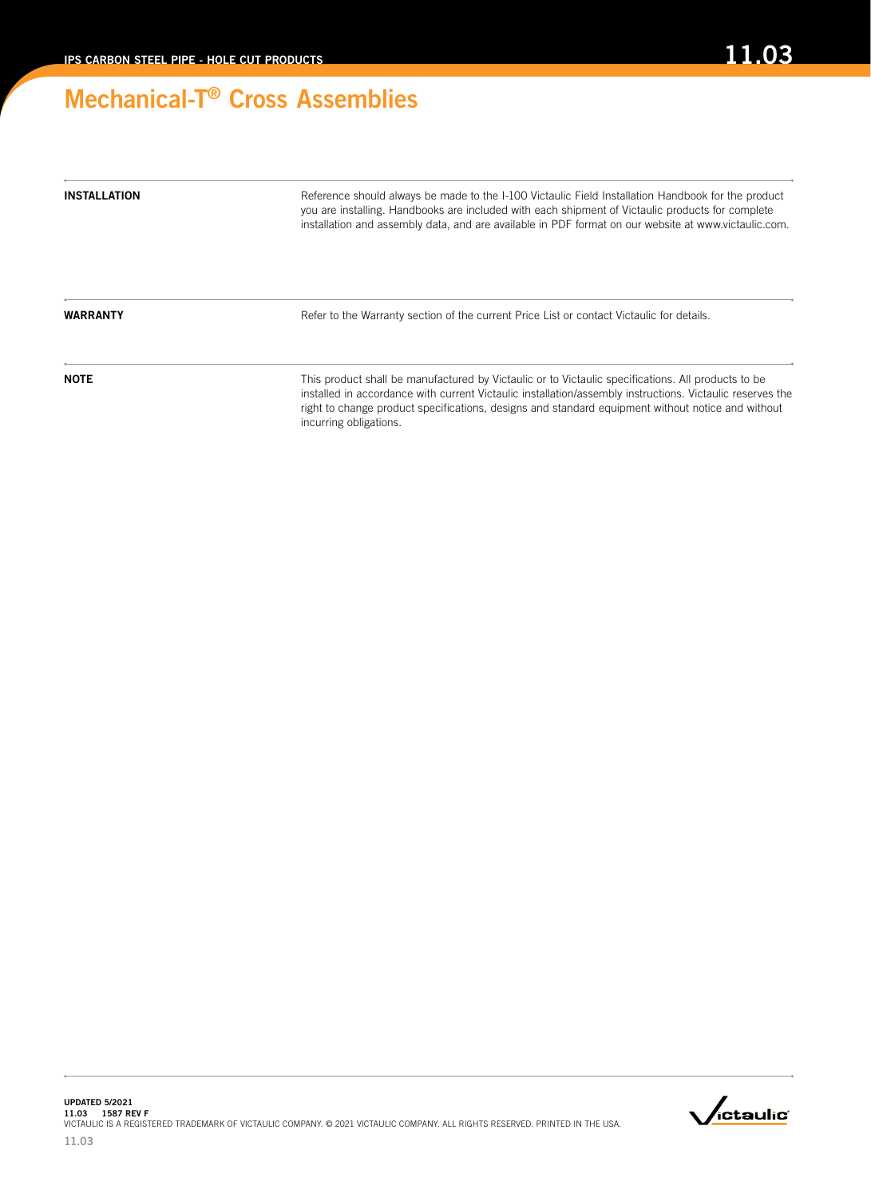# Mechanical-T® Cross Assemblies

**INSTALLATION**

Reference should always be made to the I-100 Victaulic Field Installation Handbook for the product you are installing. Handbooks are included with each shipment of Victaulic products for complete installation and assembly data, and are available in PDF format on our website at www.victaulic.com.

**WARRANTY**

Refer to the Warranty section of the current Price List or contact Victaulic for details.

**NOTE**

This product shall be manufactured by Victaulic or to Victaulic specifications. All products to be installed in accordance with current Victaulic installation/assembly instructions. Victaulic reserves the right to change product specifications, designs and standard equipment without notice and without incurring obligations.

**UPDATED 5/2021**
**11.03 1587 REV F**
VICTAULIC IS A REGISTERED TRADEMARK OF VICTAULIC COMPANY. © 2021 VICTAULIC COMPANY. ALL RIGHTS RESERVED. PRINTED IN THE USA.